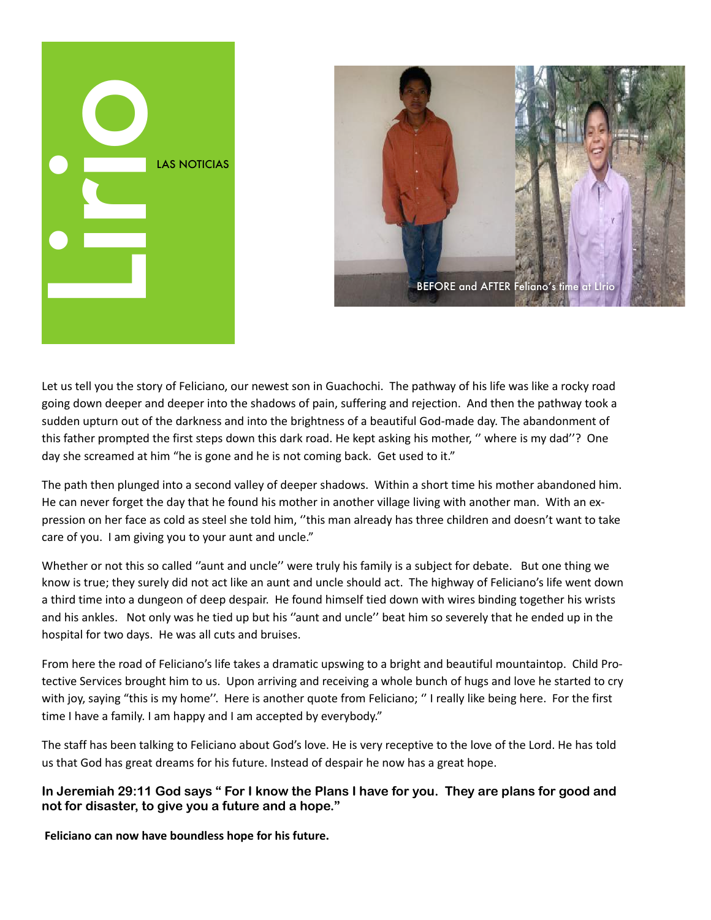# Lirio

LAS NOTICIAS

BEFORE and AFTER Feliano's time at Lirio

Let us tell you the story of Feliciano, our newest son in Guachochi. The pathway of his life was like a rocky road going down deeper and deeper into the shadows of pain, suffering and rejection. And then the pathway took a sudden upturn out of the darkness and into the brightness of a beautiful God-made day. The abandonment of this father prompted the first steps down this dark road. He kept asking his mother, '' where is my dad''? One day she screamed at him "he is gone and he is not coming back. Get used to it."

The path then plunged into a second valley of deeper shadows. Within a short time his mother abandoned him. He can never forget the day that he found his mother in another village living with another man. With an expression on her face as cold as steel she told him, ''this man already has three children and doesn't want to take care of you. I am giving you to your aunt and uncle."

Whether or not this so called ''aunt and uncle'' were truly his family is a subject for debate. But one thing we know is true; they surely did not act like an aunt and uncle should act. The highway of Feliciano's life went down a third time into a dungeon of deep despair. He found himself tied down with wires binding together his wrists and his ankles. Not only was he tied up but his ''aunt and uncle'' beat him so severely that he ended up in the hospital for two days. He was all cuts and bruises.

From here the road of Feliciano's life takes a dramatic upswing to a bright and beautiful mountaintop. Child Protective Services brought him to us. Upon arriving and receiving a whole bunch of hugs and love he started to cry with joy, saying "this is my home''. Here is another quote from Feliciano; '' I really like being here. For the first time I have a family. I am happy and I am accepted by everybody."

The staff has been talking to Feliciano about God's love. He is very receptive to the love of the Lord. He has told us that God has great dreams for his future. Instead of despair he now has a great hope.

**In Jeremiah 29:11 God says " For I know the Plans I have for you. They are plans for good and not for disaster, to give you a future and a hope."**

**Feliciano can now have boundless hope for his future.**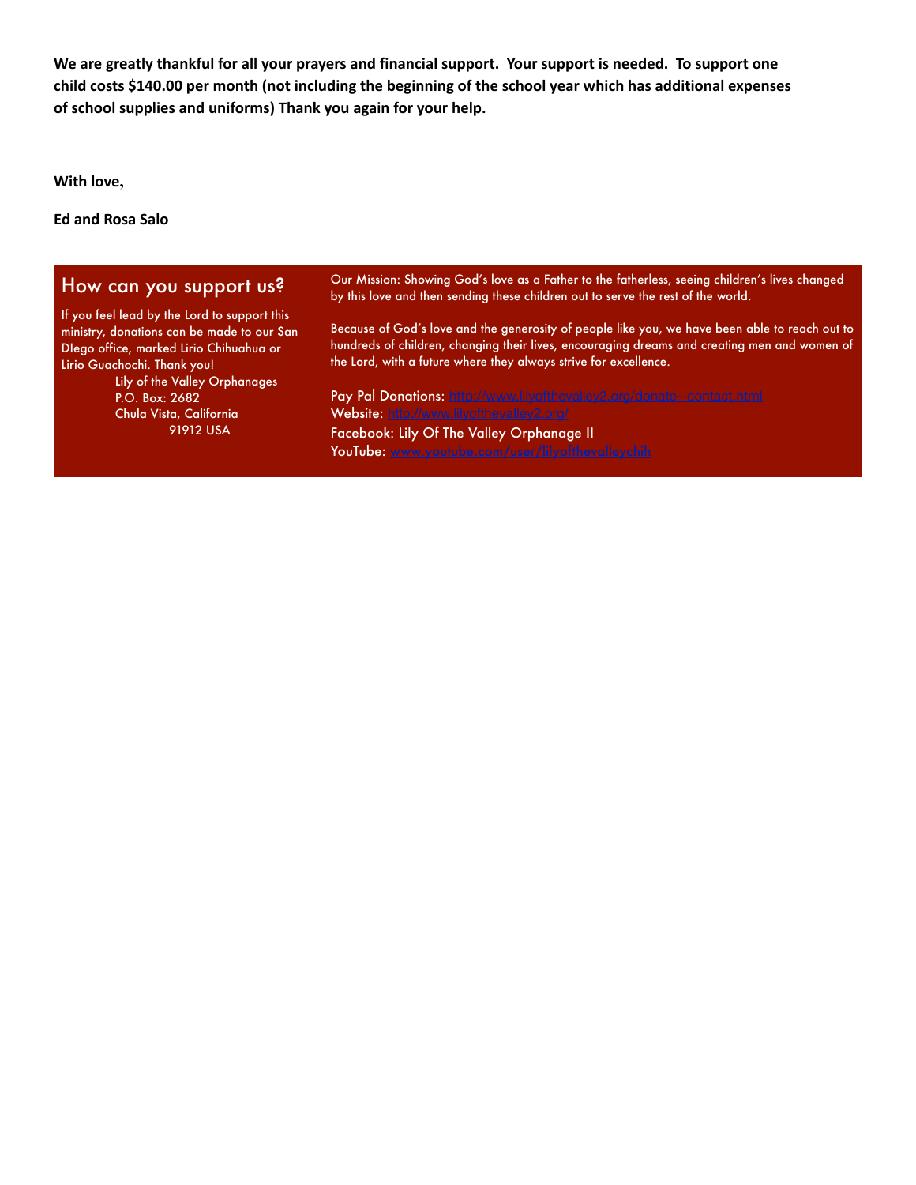**We are greatly thankful for all your prayers and financial support. Your support is needed. To support one child costs $140.00 per month (not including the beginning of the school year which has additional expenses of school supplies and uniforms) Thank you again for your help.**

**With love,**

**Ed and Rosa Salo**

## How can you support us?

If you feel lead by the Lord to support this ministry, donations can be made to our San DIego office, marked Lirio Chihuahua or Lirio Guachochi. Thank you!

Lily of the Valley Orphanages
P.O. Box: 2682
Chula Vista, California
91912 USA

Our Mission: Showing God's love as a Father to the fatherless, seeing children's lives changed by this love and then sending these children out to serve the rest of the world.

Because of God's love and the generosity of people like you, we have been able to reach out to hundreds of children, changing their lives, encouraging dreams and creating men and women of the Lord, with a future where they always strive for excellence.

Pay Pal Donations: http://www.lilyofthevalley2.org/donate---contact.html
Website: http://www.lilyofthevalley2.org/
Facebook: Lily Of The Valley Orphanage II
YouTube: www.youtube.com/user/lilyofthevalleychih